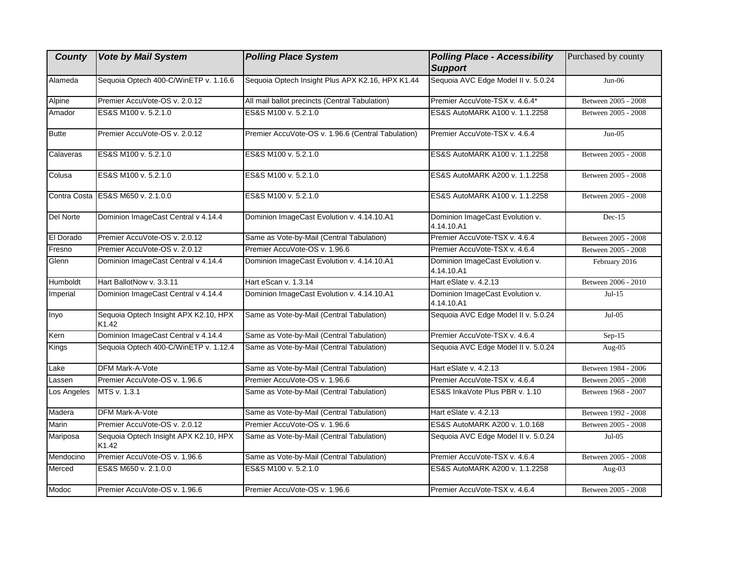| County | Vote by Mail System | Polling Place System | Polling Place - Accessibility Support | Purchased by county |
|---|---|---|---|---|
| Alameda | Sequoia Optech 400-C/WinETP v. 1.16.6 | Sequoia Optech Insight Plus APX K2.16, HPX K1.44 | Sequoia AVC Edge Model II v. 5.0.24 | Jun-06 |
| Alpine | Premier AccuVote-OS v. 2.0.12 | All mail ballot precincts (Central Tabulation) | Premier AccuVote-TSX v. 4.6.4* | Between 2005 - 2008 |
| Amador | ES&S M100 v. 5.2.1.0 | ES&S M100 v. 5.2.1.0 | ES&S AutoMARK A100 v. 1.1.2258 | Between 2005 - 2008 |
| Butte | Premier AccuVote-OS v. 2.0.12 | Premier AccuVote-OS v. 1.96.6 (Central Tabulation) | Premier AccuVote-TSX v. 4.6.4 | Jun-05 |
| Calaveras | ES&S M100 v. 5.2.1.0 | ES&S M100 v. 5.2.1.0 | ES&S AutoMARK A100 v. 1.1.2258 | Between 2005 - 2008 |
| Colusa | ES&S M100 v. 5.2.1.0 | ES&S M100 v. 5.2.1.0 | ES&S AutoMARK A200 v. 1.1.2258 | Between 2005 - 2008 |
| Contra Costa | ES&S M650 v. 2.1.0.0 | ES&S M100 v. 5.2.1.0 | ES&S AutoMARK A100 v. 1.1.2258 | Between 2005 - 2008 |
| Del Norte | Dominion ImageCast Central v 4.14.4 | Dominion ImageCast Evolution v. 4.14.10.A1 | Dominion ImageCast Evolution v. 4.14.10.A1 | Dec-15 |
| El Dorado | Premier AccuVote-OS v. 2.0.12 | Same as Vote-by-Mail (Central Tabulation) | Premier AccuVote-TSX v. 4.6.4 | Between 2005 - 2008 |
| Fresno | Premier AccuVote-OS v. 2.0.12 | Premier AccuVote-OS v. 1.96.6 | Premier AccuVote-TSX v. 4.6.4 | Between 2005 - 2008 |
| Glenn | Dominion ImageCast Central v 4.14.4 | Dominion ImageCast Evolution v. 4.14.10.A1 | Dominion ImageCast Evolution v. 4.14.10.A1 | February 2016 |
| Humboldt | Hart BallotNow v. 3.3.11 | Hart eScan v. 1.3.14 | Hart eSlate v. 4.2.13 | Between 2006 - 2010 |
| Imperial | Dominion ImageCast Central v 4.14.4 | Dominion ImageCast Evolution v. 4.14.10.A1 | Dominion ImageCast Evolution v. 4.14.10.A1 | Jul-15 |
| Inyo | Sequoia Optech Insight APX K2.10, HPX K1.42 | Same as Vote-by-Mail (Central Tabulation) | Sequoia AVC Edge Model II v. 5.0.24 | Jul-05 |
| Kern | Dominion ImageCast Central v 4.14.4 | Same as Vote-by-Mail (Central Tabulation) | Premier AccuVote-TSX v. 4.6.4 | Sep-15 |
| Kings | Sequoia Optech 400-C/WinETP v. 1.12.4 | Same as Vote-by-Mail (Central Tabulation) | Sequoia AVC Edge Model II v. 5.0.24 | Aug-05 |
| Lake | DFM Mark-A-Vote | Same as Vote-by-Mail (Central Tabulation) | Hart eSlate v. 4.2.13 | Between 1984 - 2006 |
| Lassen | Premier AccuVote-OS v. 1.96.6 | Premier AccuVote-OS v. 1.96.6 | Premier AccuVote-TSX v. 4.6.4 | Between 2005 - 2008 |
| Los Angeles | MTS v. 1.3.1 | Same as Vote-by-Mail (Central Tabulation) | ES&S InkaVote Plus PBR v. 1.10 | Between 1968 - 2007 |
| Madera | DFM Mark-A-Vote | Same as Vote-by-Mail (Central Tabulation) | Hart eSlate v. 4.2.13 | Between 1992 - 2008 |
| Marin | Premier AccuVote-OS v. 2.0.12 | Premier AccuVote-OS v. 1.96.6 | ES&S AutoMARK A200 v. 1.0.168 | Between 2005 - 2008 |
| Mariposa | Sequoia Optech Insight APX K2.10, HPX K1.42 | Same as Vote-by-Mail (Central Tabulation) | Sequoia AVC Edge Model II v. 5.0.24 | Jul-05 |
| Mendocino | Premier AccuVote-OS v. 1.96.6 | Same as Vote-by-Mail (Central Tabulation) | Premier AccuVote-TSX v. 4.6.4 | Between 2005 - 2008 |
| Merced | ES&S M650 v. 2.1.0.0 | ES&S M100 v. 5.2.1.0 | ES&S AutoMARK A200 v. 1.1.2258 | Aug-03 |
| Modoc | Premier AccuVote-OS v. 1.96.6 | Premier AccuVote-OS v. 1.96.6 | Premier AccuVote-TSX v. 4.6.4 | Between 2005 - 2008 |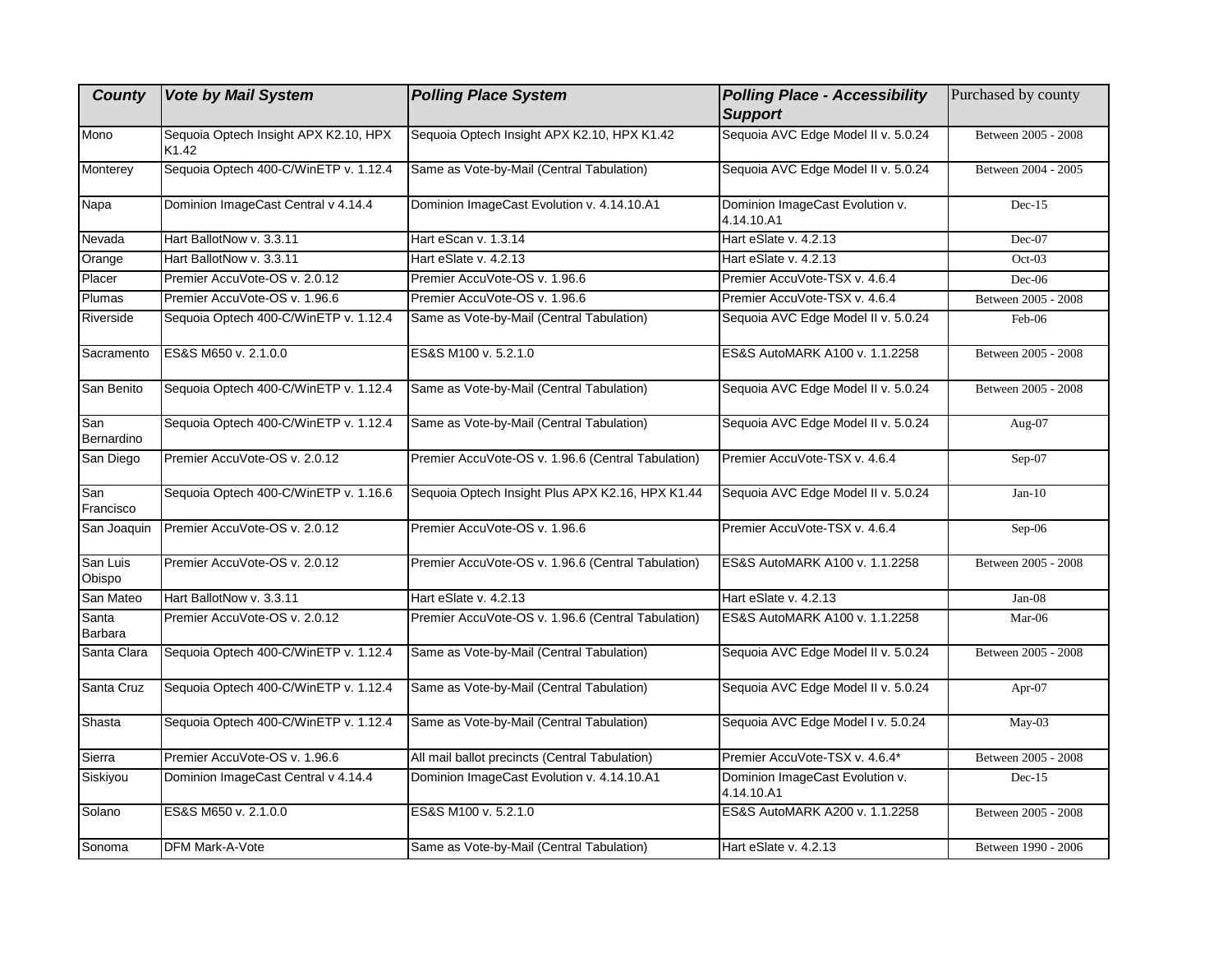| County | Vote by Mail System | Polling Place System | Polling Place - Accessibility Support | Purchased by county |
|---|---|---|---|---|
| Mono | Sequoia Optech Insight APX K2.10, HPX K1.42 | Sequoia Optech Insight APX K2.10, HPX K1.42 | Sequoia AVC Edge Model II v. 5.0.24 | Between 2005 - 2008 |
| Monterey | Sequoia Optech 400-C/WinETP v. 1.12.4 | Same as Vote-by-Mail (Central Tabulation) | Sequoia AVC Edge Model II v. 5.0.24 | Between 2004 - 2005 |
| Napa | Dominion ImageCast Central v 4.14.4 | Dominion ImageCast Evolution v. 4.14.10.A1 | Dominion ImageCast Evolution v. 4.14.10.A1 | Dec-15 |
| Nevada | Hart BallotNow v. 3.3.11 | Hart eScan v. 1.3.14 | Hart eSlate v. 4.2.13 | Dec-07 |
| Orange | Hart BallotNow v. 3.3.11 | Hart eSlate v. 4.2.13 | Hart eSlate v. 4.2.13 | Oct-03 |
| Placer | Premier AccuVote-OS v. 2.0.12 | Premier AccuVote-OS v. 1.96.6 | Premier AccuVote-TSX v. 4.6.4 | Dec-06 |
| Plumas | Premier AccuVote-OS v. 1.96.6 | Premier AccuVote-OS v. 1.96.6 | Premier AccuVote-TSX v. 4.6.4 | Between 2005 - 2008 |
| Riverside | Sequoia Optech 400-C/WinETP v. 1.12.4 | Same as Vote-by-Mail (Central Tabulation) | Sequoia AVC Edge Model II v. 5.0.24 | Feb-06 |
| Sacramento | ES&S M650 v. 2.1.0.0 | ES&S M100 v. 5.2.1.0 | ES&S AutoMARK A100 v. 1.1.2258 | Between 2005 - 2008 |
| San Benito | Sequoia Optech 400-C/WinETP v. 1.12.4 | Same as Vote-by-Mail (Central Tabulation) | Sequoia AVC Edge Model II v. 5.0.24 | Between 2005 - 2008 |
| San Bernardino | Sequoia Optech 400-C/WinETP v. 1.12.4 | Same as Vote-by-Mail (Central Tabulation) | Sequoia AVC Edge Model II v. 5.0.24 | Aug-07 |
| San Diego | Premier AccuVote-OS v. 2.0.12 | Premier AccuVote-OS v. 1.96.6 (Central Tabulation) | Premier AccuVote-TSX v. 4.6.4 | Sep-07 |
| San Francisco | Sequoia Optech 400-C/WinETP v. 1.16.6 | Sequoia Optech Insight Plus APX K2.16, HPX K1.44 | Sequoia AVC Edge Model II v. 5.0.24 | Jan-10 |
| San Joaquin | Premier AccuVote-OS v. 2.0.12 | Premier AccuVote-OS v. 1.96.6 | Premier AccuVote-TSX v. 4.6.4 | Sep-06 |
| San Luis Obispo | Premier AccuVote-OS v. 2.0.12 | Premier AccuVote-OS v. 1.96.6 (Central Tabulation) | ES&S AutoMARK A100 v. 1.1.2258 | Between 2005 - 2008 |
| San Mateo | Hart BallotNow v. 3.3.11 | Hart eSlate v. 4.2.13 | Hart eSlate v. 4.2.13 | Jan-08 |
| Santa Barbara | Premier AccuVote-OS v. 2.0.12 | Premier AccuVote-OS v. 1.96.6 (Central Tabulation) | ES&S AutoMARK A100 v. 1.1.2258 | Mar-06 |
| Santa Clara | Sequoia Optech 400-C/WinETP v. 1.12.4 | Same as Vote-by-Mail (Central Tabulation) | Sequoia AVC Edge Model II v. 5.0.24 | Between 2005 - 2008 |
| Santa Cruz | Sequoia Optech 400-C/WinETP v. 1.12.4 | Same as Vote-by-Mail (Central Tabulation) | Sequoia AVC Edge Model II v. 5.0.24 | Apr-07 |
| Shasta | Sequoia Optech 400-C/WinETP v. 1.12.4 | Same as Vote-by-Mail (Central Tabulation) | Sequoia AVC Edge Model I v. 5.0.24 | May-03 |
| Sierra | Premier AccuVote-OS v. 1.96.6 | All mail ballot precincts (Central Tabulation) | Premier AccuVote-TSX v. 4.6.4* | Between 2005 - 2008 |
| Siskiyou | Dominion ImageCast Central v 4.14.4 | Dominion ImageCast Evolution v. 4.14.10.A1 | Dominion ImageCast Evolution v. 4.14.10.A1 | Dec-15 |
| Solano | ES&S M650 v. 2.1.0.0 | ES&S M100 v. 5.2.1.0 | ES&S AutoMARK A200 v. 1.1.2258 | Between 2005 - 2008 |
| Sonoma | DFM Mark-A-Vote | Same as Vote-by-Mail (Central Tabulation) | Hart eSlate v. 4.2.13 | Between 1990 - 2006 |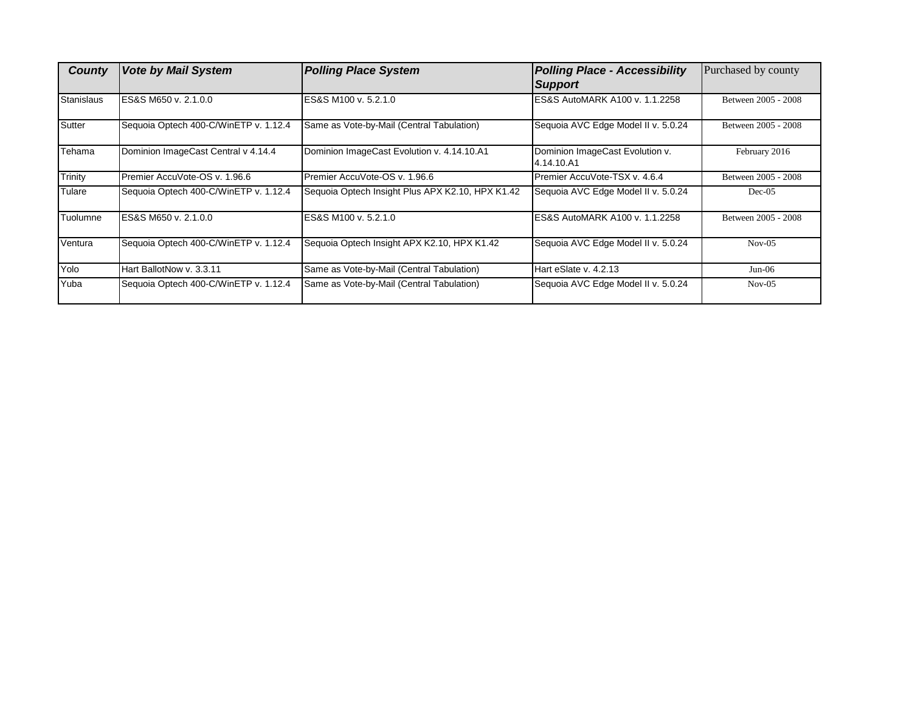| County | Vote by Mail System | Polling Place System | Polling Place - Accessibility Support | Purchased by county |
|---|---|---|---|---|
| Stanislaus | ES&S M650 v. 2.1.0.0 | ES&S M100 v. 5.2.1.0 | ES&S AutoMARK A100 v. 1.1.2258 | Between 2005 - 2008 |
| Sutter | Sequoia Optech 400-C/WinETP v. 1.12.4 | Same as Vote-by-Mail (Central Tabulation) | Sequoia AVC Edge Model II v. 5.0.24 | Between 2005 - 2008 |
| Tehama | Dominion ImageCast Central v 4.14.4 | Dominion ImageCast Evolution v. 4.14.10.A1 | Dominion ImageCast Evolution v. 4.14.10.A1 | February 2016 |
| Trinity | Premier AccuVote-OS v. 1.96.6 | Premier AccuVote-OS v. 1.96.6 | Premier AccuVote-TSX v. 4.6.4 | Between 2005 - 2008 |
| Tulare | Sequoia Optech 400-C/WinETP v. 1.12.4 | Sequoia Optech Insight Plus APX K2.10, HPX K1.42 | Sequoia AVC Edge Model II v. 5.0.24 | Dec-05 |
| Tuolumne | ES&S M650 v. 2.1.0.0 | ES&S M100 v. 5.2.1.0 | ES&S AutoMARK A100 v. 1.1.2258 | Between 2005 - 2008 |
| Ventura | Sequoia Optech 400-C/WinETP v. 1.12.4 | Sequoia Optech Insight APX K2.10, HPX K1.42 | Sequoia AVC Edge Model II v. 5.0.24 | Nov-05 |
| Yolo | Hart BallotNow v. 3.3.11 | Same as Vote-by-Mail (Central Tabulation) | Hart eSlate v. 4.2.13 | Jun-06 |
| Yuba | Sequoia Optech 400-C/WinETP v. 1.12.4 | Same as Vote-by-Mail (Central Tabulation) | Sequoia AVC Edge Model II v. 5.0.24 | Nov-05 |